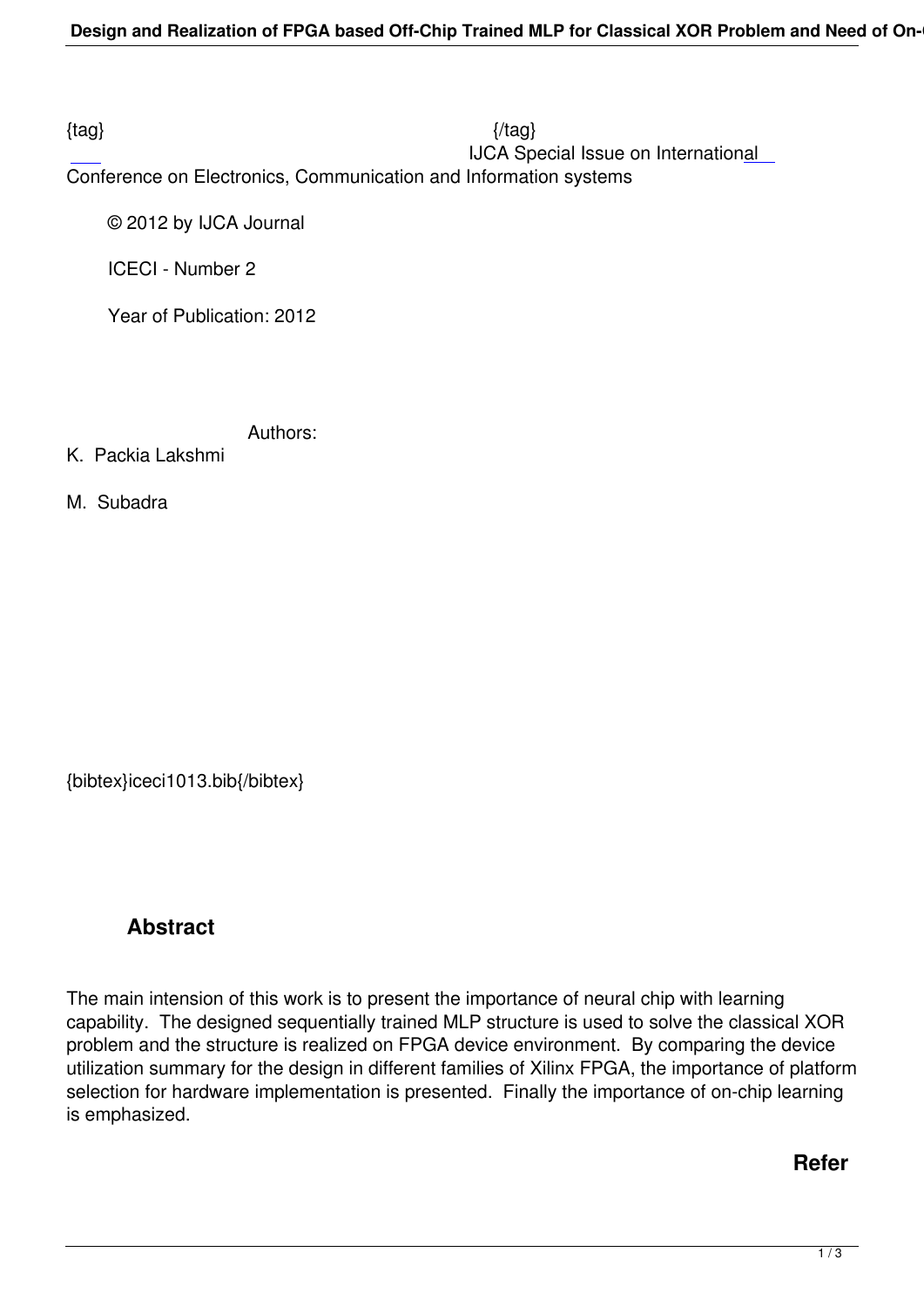{tag} {/tag}

IJCA Special Issue on International Conference on Electronics, Communication and Information systems

© 2012 by IJCA Journal

ICECI - Number 2

Year of Publication: 2012

Authors:

K. Packia Lakshmi

M. Subadra

{bibtex}iceci1013.bib{/bibtex}

## Abstract

The main intension of this work is to present the importance of neural chip with learning capability. The designed sequentially trained MLP structure is used to solve the classical XOR problem and the structure is realized on FPGA device environment. By comparing the device utilization summary for the design in different families of Xilinx FPGA, the importance of platform selection for hardware implementation is presented. Finally the importance of on-chip learning is emphasized.

**Refer**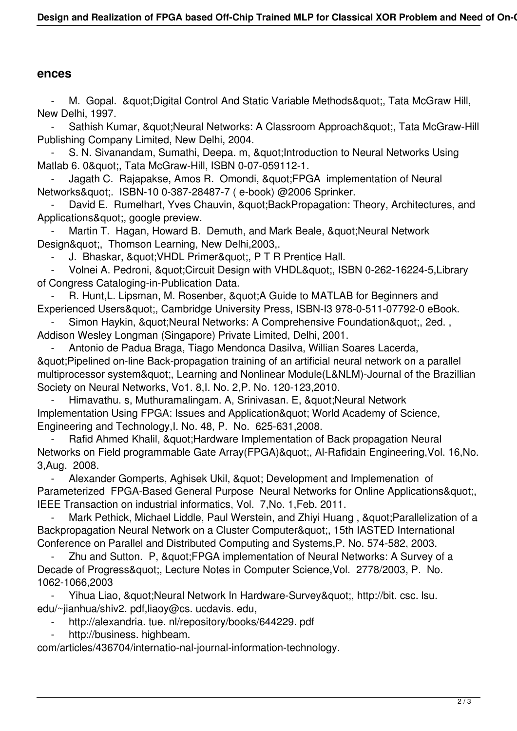## ences

- M. Gopal. &quot;Digital Control And Static Variable Methods&quot;, Tata McGraw Hill, New Delhi, 1997.
- Sathish Kumar, &quot;Neural Networks: A Classroom Approach&quot;, Tata McGraw-Hill Publishing Company Limited, New Delhi, 2004.
- S. N. Sivanandam, Sumathi, Deepa. m, &quot;Introduction to Neural Networks Using Matlab 6. 0&quot;, Tata McGraw-Hill, ISBN 0-07-059112-1.
- Jagath C. Rajapakse, Amos R. Omondi, &quot;FPGA implementation of Neural Networks&quot;. ISBN-10 0-387-28487-7 ( e-book) @2006 Sprinker.
- David E. Rumelhart, Yves Chauvin, &quot;BackPropagation: Theory, Architectures, and Applications&quot;, google preview.
- Martin T. Hagan, Howard B. Demuth, and Mark Beale, &quot;Neural Network Design&quot;, Thomson Learning, New Delhi,2003,.
- J. Bhaskar, &quot;VHDL Primer&quot;, P T R Prentice Hall.
- Volnei A. Pedroni, &quot;Circuit Design with VHDL&quot;, ISBN 0-262-16224-5,Library of Congress Cataloging-in-Publication Data.
- R. Hunt,L. Lipsman, M. Rosenber, &quot;A Guide to MATLAB for Beginners and Experienced Users&quot;, Cambridge University Press, ISBN-I3 978-0-511-07792-0 eBook.
- Simon Haykin, &quot;Neural Networks: A Comprehensive Foundation&quot;, 2ed. , Addison Wesley Longman (Singapore) Private Limited, Delhi, 2001.
- Antonio de Padua Braga, Tiago Mendonca Dasilva, Willian Soares Lacerda, &quot;Pipelined on-line Back-propagation training of an artificial neural network on a parallel multiprocessor system&quot;, Learning and Nonlinear Module(L&NLM)-Journal of the Brazillian Society on Neural Networks, Vo1. 8,I. No. 2,P. No. 120-123,2010.
- Himavathu. s, Muthuramalingam. A, Srinivasan. E, &quot;Neural Network Implementation Using FPGA: Issues and Application&quot; World Academy of Science, Engineering and Technology,I. No. 48, P. No. 625-631,2008.
- Rafid Ahmed Khalil, &quot;Hardware Implementation of Back propagation Neural Networks on Field programmable Gate Array(FPGA)&quot;, Al-Rafidain Engineering,Vol. 16,No. 3,Aug. 2008.
- Alexander Gomperts, Aghisek Ukil, &quot; Development and Implemenation of Parameterized FPGA-Based General Purpose Neural Networks for Online Applications&quot;, IEEE Transaction on industrial informatics, Vol. 7,No. 1,Feb. 2011.
- Mark Pethick, Michael Liddle, Paul Werstein, and Zhiyi Huang , &quot;Parallelization of a Backpropagation Neural Network on a Cluster Computer&quot;, 15th IASTED International Conference on Parallel and Distributed Computing and Systems,P. No. 574-582, 2003.
- Zhu and Sutton. P, &quot;FPGA implementation of Neural Networks: A Survey of a Decade of Progress&quot;, Lecture Notes in Computer Science,Vol. 2778/2003, P. No. 1062-1066,2003
- Yihua Liao, &quot;Neural Network In Hardware-Survey&quot;, http://bit. csc. lsu. edu/~jianhua/shiv2. pdf,liaoy@cs. ucdavis. edu,
- http://alexandria. tue. nl/repository/books/644229. pdf
- http://business. highbeam. com/articles/436704/internatio-nal-journal-information-technology.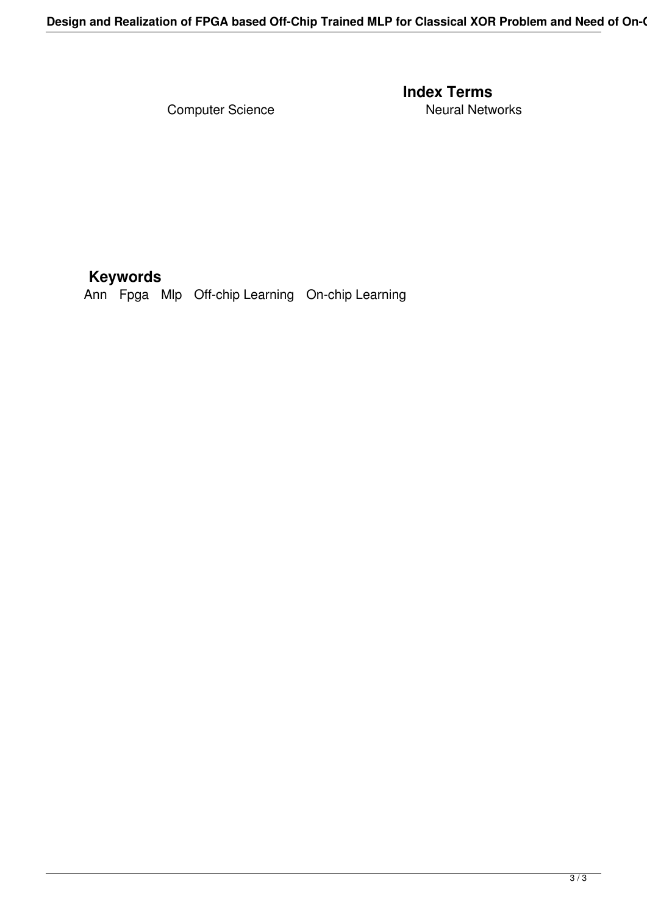## Index Terms

Computer Science

Neural Networks

## Keywords

Ann Fpga Mlp Off-chip Learning On-chip Learning